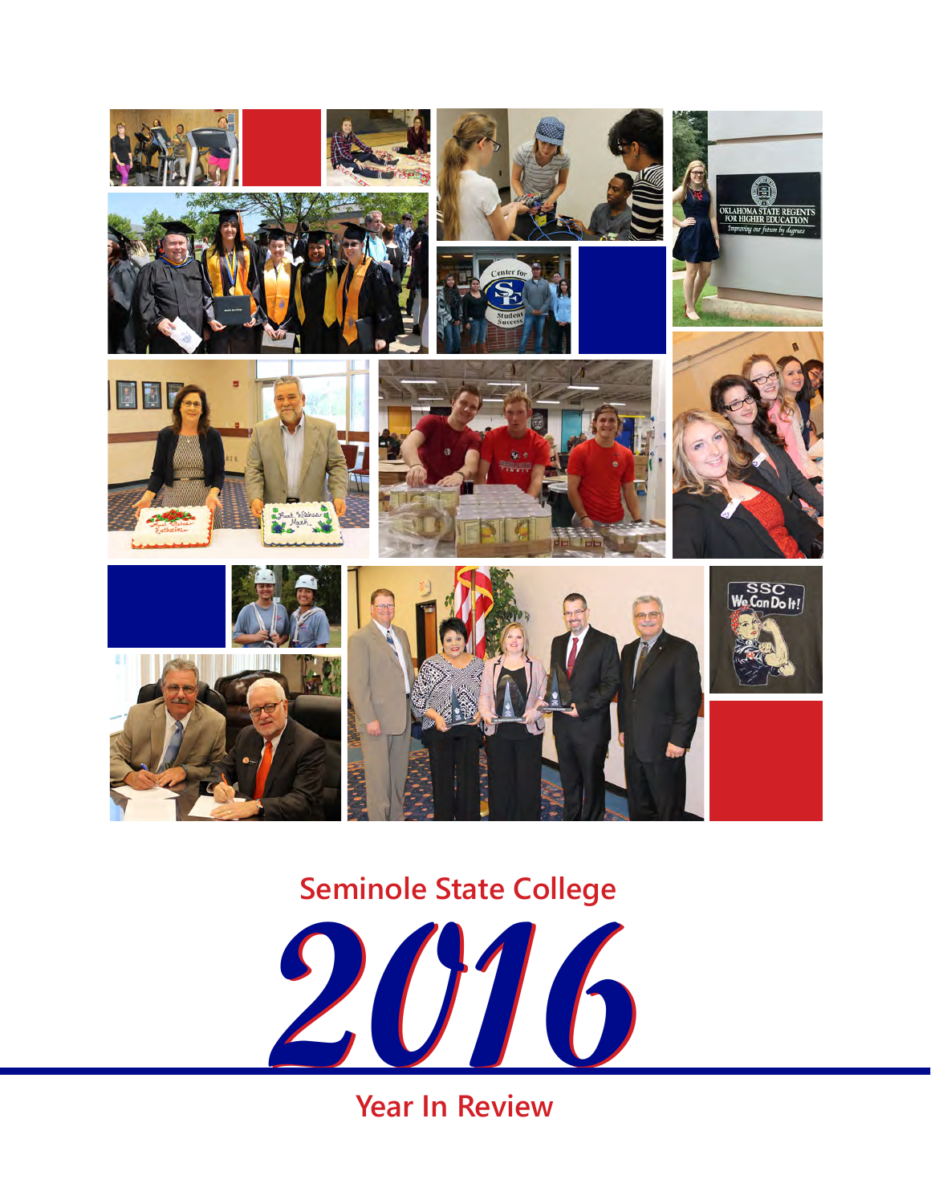# Seminole State College

# 2016

## Year In Review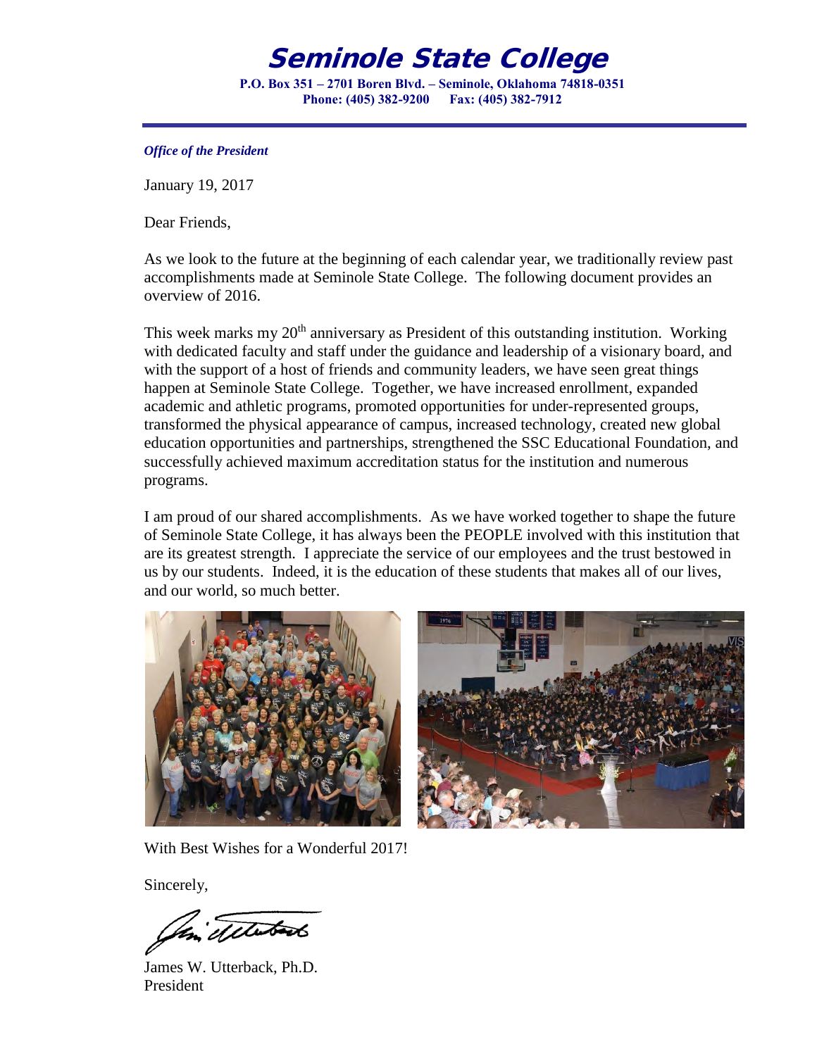# Seminole State College

**P.O. Box 351 – 2701 Boren Blvd. – Seminole, Oklahoma 74818-0351**
**Phone: (405) 382-9200 Fax: (405) 382-7912**

***Office of the President***

January 19, 2017

Dear Friends,

As we look to the future at the beginning of each calendar year, we traditionally review past accomplishments made at Seminole State College. The following document provides an overview of 2016.

This week marks my 20th anniversary as President of this outstanding institution. Working with dedicated faculty and staff under the guidance and leadership of a visionary board, and with the support of a host of friends and community leaders, we have seen great things happen at Seminole State College. Together, we have increased enrollment, expanded academic and athletic programs, promoted opportunities for under-represented groups, transformed the physical appearance of campus, increased technology, created new global education opportunities and partnerships, strengthened the SSC Educational Foundation, and successfully achieved maximum accreditation status for the institution and numerous programs.

I am proud of our shared accomplishments. As we have worked together to shape the future of Seminole State College, it has always been the PEOPLE involved with this institution that are its greatest strength. I appreciate the service of our employees and the trust bestowed in us by our students. Indeed, it is the education of these students that makes all of our lives, and our world, so much better.

With Best Wishes for a Wonderful 2017!

Sincerely,

James W. Utterback, Ph.D.
President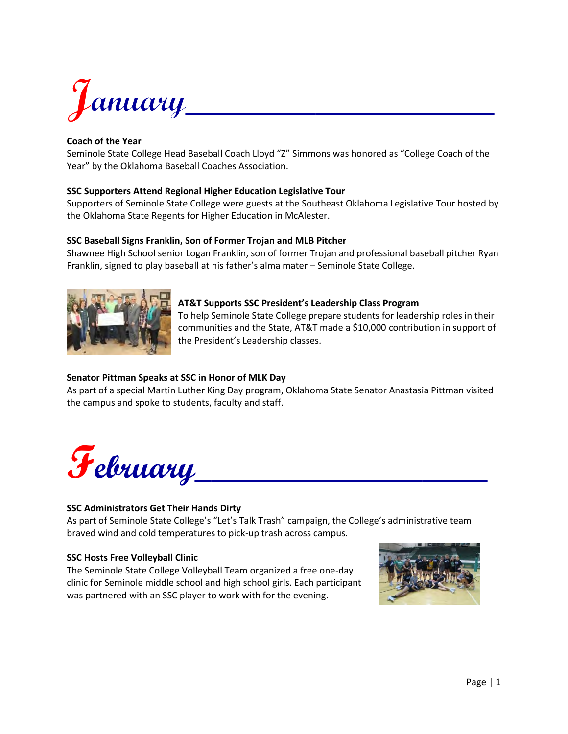# January

**Coach of the Year**
Seminole State College Head Baseball Coach Lloyd "Z" Simmons was honored as "College Coach of the Year" by the Oklahoma Baseball Coaches Association.

**SSC Supporters Attend Regional Higher Education Legislative Tour**
Supporters of Seminole State College were guests at the Southeast Oklahoma Legislative Tour hosted by the Oklahoma State Regents for Higher Education in McAlester.

**SSC Baseball Signs Franklin, Son of Former Trojan and MLB Pitcher**
Shawnee High School senior Logan Franklin, son of former Trojan and professional baseball pitcher Ryan Franklin, signed to play baseball at his father's alma mater – Seminole State College.

**AT&T Supports SSC President's Leadership Class Program**
To help Seminole State College prepare students for leadership roles in their communities and the State, AT&T made a $10,000 contribution in support of the President's Leadership classes.

**Senator Pittman Speaks at SSC in Honor of MLK Day**
As part of a special Martin Luther King Day program, Oklahoma State Senator Anastasia Pittman visited the campus and spoke to students, faculty and staff.

# February

**SSC Administrators Get Their Hands Dirty**
As part of Seminole State College's "Let's Talk Trash" campaign, the College's administrative team braved wind and cold temperatures to pick-up trash across campus.

**SSC Hosts Free Volleyball Clinic**
The Seminole State College Volleyball Team organized a free one-day clinic for Seminole middle school and high school girls. Each participant was partnered with an SSC player to work with for the evening.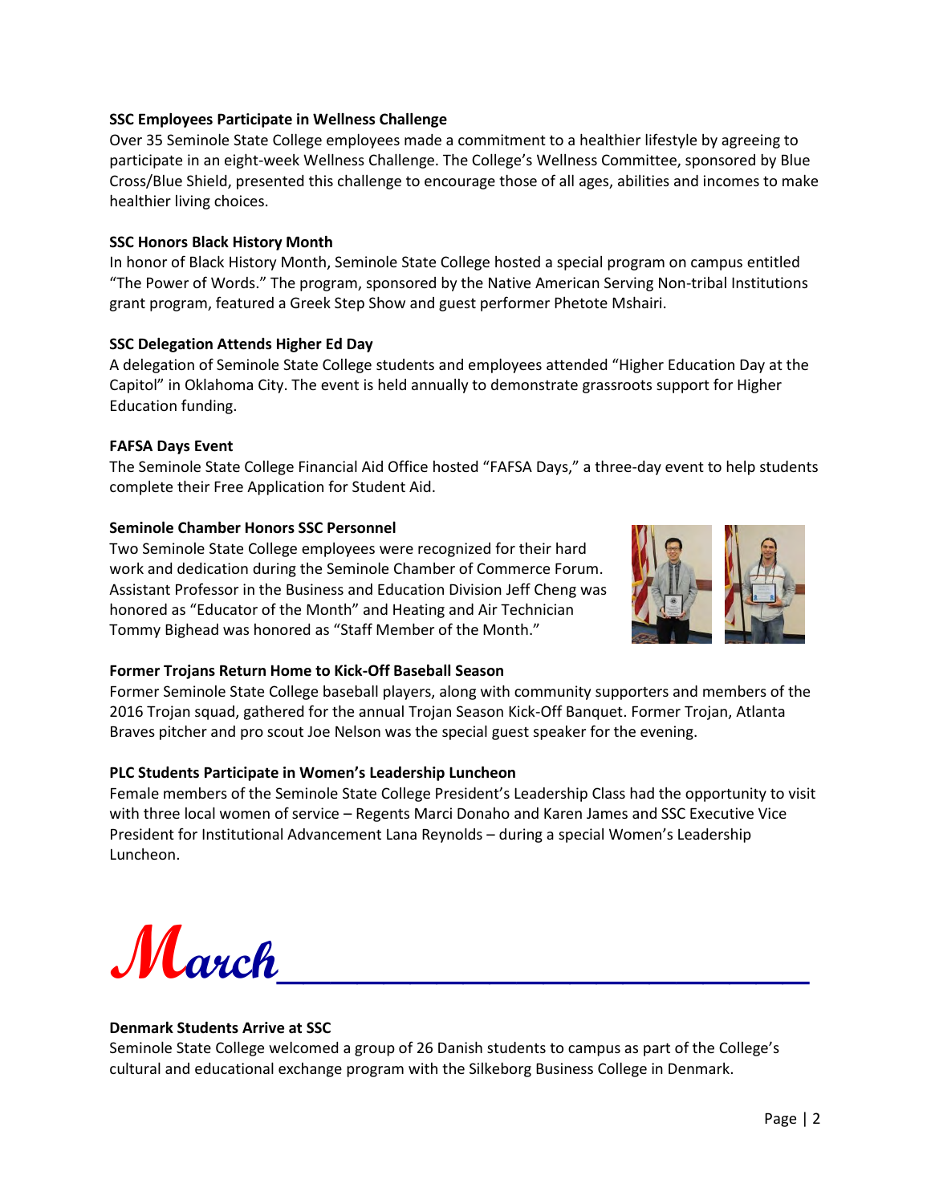**SSC Employees Participate in Wellness Challenge**

Over 35 Seminole State College employees made a commitment to a healthier lifestyle by agreeing to participate in an eight-week Wellness Challenge. The College's Wellness Committee, sponsored by Blue Cross/Blue Shield, presented this challenge to encourage those of all ages, abilities and incomes to make healthier living choices.

**SSC Honors Black History Month**

In honor of Black History Month, Seminole State College hosted a special program on campus entitled "The Power of Words." The program, sponsored by the Native American Serving Non-tribal Institutions grant program, featured a Greek Step Show and guest performer Phetote Mshairi.

**SSC Delegation Attends Higher Ed Day**

A delegation of Seminole State College students and employees attended "Higher Education Day at the Capitol" in Oklahoma City. The event is held annually to demonstrate grassroots support for Higher Education funding.

**FAFSA Days Event**

The Seminole State College Financial Aid Office hosted "FAFSA Days," a three-day event to help students complete their Free Application for Student Aid.

**Seminole Chamber Honors SSC Personnel**

Two Seminole State College employees were recognized for their hard work and dedication during the Seminole Chamber of Commerce Forum. Assistant Professor in the Business and Education Division Jeff Cheng was honored as "Educator of the Month" and Heating and Air Technician Tommy Bighead was honored as "Staff Member of the Month."

**Former Trojans Return Home to Kick-Off Baseball Season**

Former Seminole State College baseball players, along with community supporters and members of the 2016 Trojan squad, gathered for the annual Trojan Season Kick-Off Banquet. Former Trojan, Atlanta Braves pitcher and pro scout Joe Nelson was the special guest speaker for the evening.

**PLC Students Participate in Women's Leadership Luncheon**

Female members of the Seminole State College President's Leadership Class had the opportunity to visit with three local women of service – Regents Marci Donaho and Karen James and SSC Executive Vice President for Institutional Advancement Lana Reynolds – during a special Women's Leadership Luncheon.

# March

**Denmark Students Arrive at SSC**

Seminole State College welcomed a group of 26 Danish students to campus as part of the College's cultural and educational exchange program with the Silkeborg Business College in Denmark.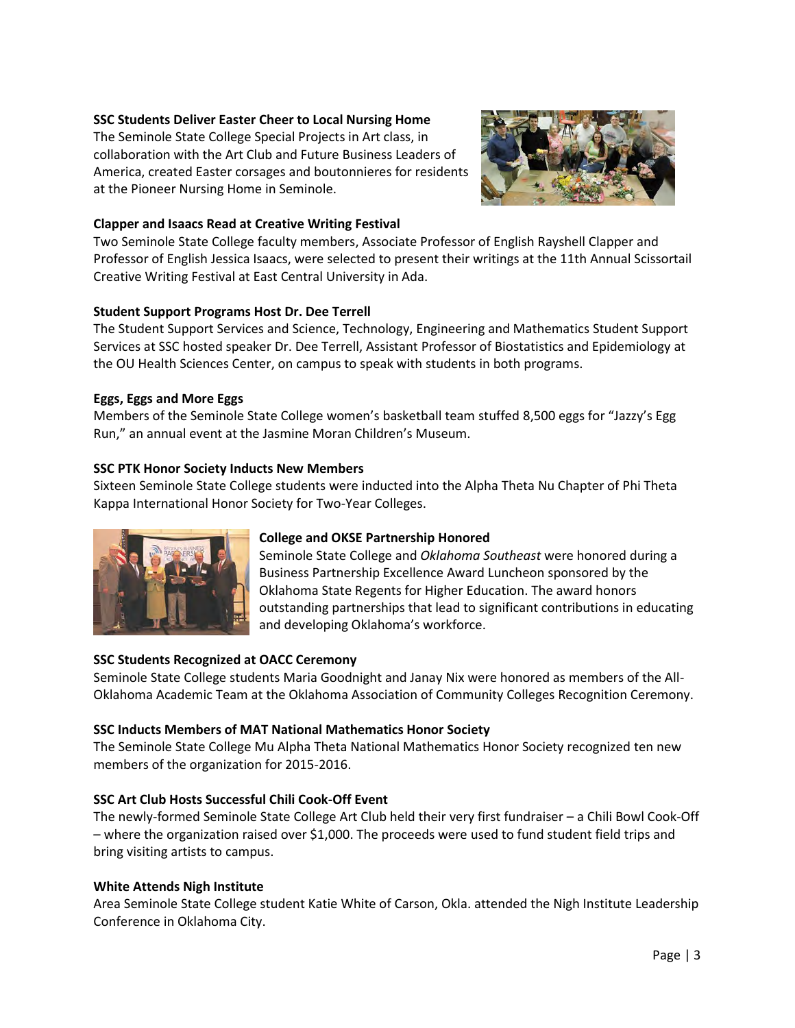**SSC Students Deliver Easter Cheer to Local Nursing Home**

The Seminole State College Special Projects in Art class, in collaboration with the Art Club and Future Business Leaders of America, created Easter corsages and boutonnieres for residents at the Pioneer Nursing Home in Seminole.

**Clapper and Isaacs Read at Creative Writing Festival**

Two Seminole State College faculty members, Associate Professor of English Rayshell Clapper and Professor of English Jessica Isaacs, were selected to present their writings at the 11th Annual Scissortail Creative Writing Festival at East Central University in Ada.

**Student Support Programs Host Dr. Dee Terrell**

The Student Support Services and Science, Technology, Engineering and Mathematics Student Support Services at SSC hosted speaker Dr. Dee Terrell, Assistant Professor of Biostatistics and Epidemiology at the OU Health Sciences Center, on campus to speak with students in both programs.

**Eggs, Eggs and More Eggs**

Members of the Seminole State College women's basketball team stuffed 8,500 eggs for "Jazzy's Egg Run," an annual event at the Jasmine Moran Children's Museum.

**SSC PTK Honor Society Inducts New Members**

Sixteen Seminole State College students were inducted into the Alpha Theta Nu Chapter of Phi Theta Kappa International Honor Society for Two-Year Colleges.

**College and OKSE Partnership Honored**

Seminole State College and *Oklahoma Southeast* were honored during a Business Partnership Excellence Award Luncheon sponsored by the Oklahoma State Regents for Higher Education. The award honors outstanding partnerships that lead to significant contributions in educating and developing Oklahoma's workforce.

**SSC Students Recognized at OACC Ceremony**

Seminole State College students Maria Goodnight and Janay Nix were honored as members of the All-Oklahoma Academic Team at the Oklahoma Association of Community Colleges Recognition Ceremony.

**SSC Inducts Members of MAT National Mathematics Honor Society**

The Seminole State College Mu Alpha Theta National Mathematics Honor Society recognized ten new members of the organization for 2015-2016.

**SSC Art Club Hosts Successful Chili Cook-Off Event**

The newly-formed Seminole State College Art Club held their very first fundraiser – a Chili Bowl Cook-Off – where the organization raised over $1,000. The proceeds were used to fund student field trips and bring visiting artists to campus.

**White Attends Nigh Institute**

Area Seminole State College student Katie White of Carson, Okla. attended the Nigh Institute Leadership Conference in Oklahoma City.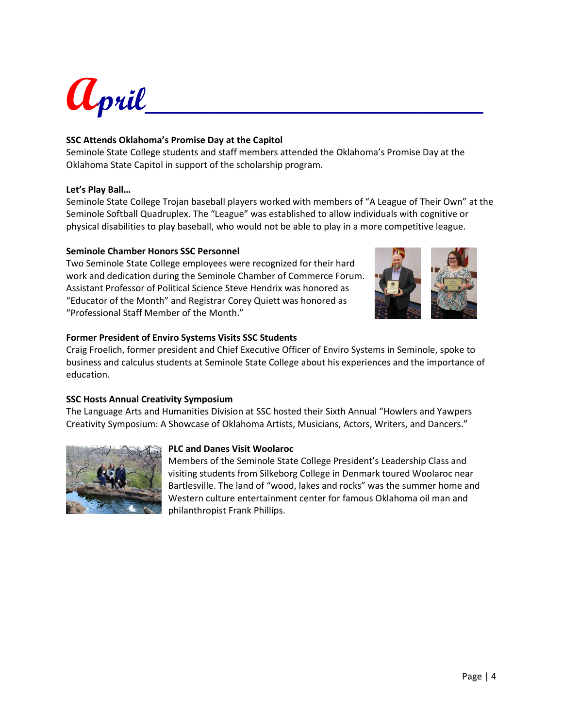# April

**SSC Attends Oklahoma's Promise Day at the Capitol**
Seminole State College students and staff members attended the Oklahoma's Promise Day at the Oklahoma State Capitol in support of the scholarship program.

**Let's Play Ball…**
Seminole State College Trojan baseball players worked with members of "A League of Their Own" at the Seminole Softball Quadruplex. The "League" was established to allow individuals with cognitive or physical disabilities to play baseball, who would not be able to play in a more competitive league.

**Seminole Chamber Honors SSC Personnel**
Two Seminole State College employees were recognized for their hard work and dedication during the Seminole Chamber of Commerce Forum. Assistant Professor of Political Science Steve Hendrix was honored as "Educator of the Month" and Registrar Corey Quiett was honored as "Professional Staff Member of the Month."

**Former President of Enviro Systems Visits SSC Students**
Craig Froelich, former president and Chief Executive Officer of Enviro Systems in Seminole, spoke to business and calculus students at Seminole State College about his experiences and the importance of education.

**SSC Hosts Annual Creativity Symposium**
The Language Arts and Humanities Division at SSC hosted their Sixth Annual "Howlers and Yawpers Creativity Symposium: A Showcase of Oklahoma Artists, Musicians, Actors, Writers, and Dancers."

**PLC and Danes Visit Woolaroc**
Members of the Seminole State College President's Leadership Class and visiting students from Silkeborg College in Denmark toured Woolaroc near Bartlesville. The land of "wood, lakes and rocks" was the summer home and Western culture entertainment center for famous Oklahoma oil man and philanthropist Frank Phillips.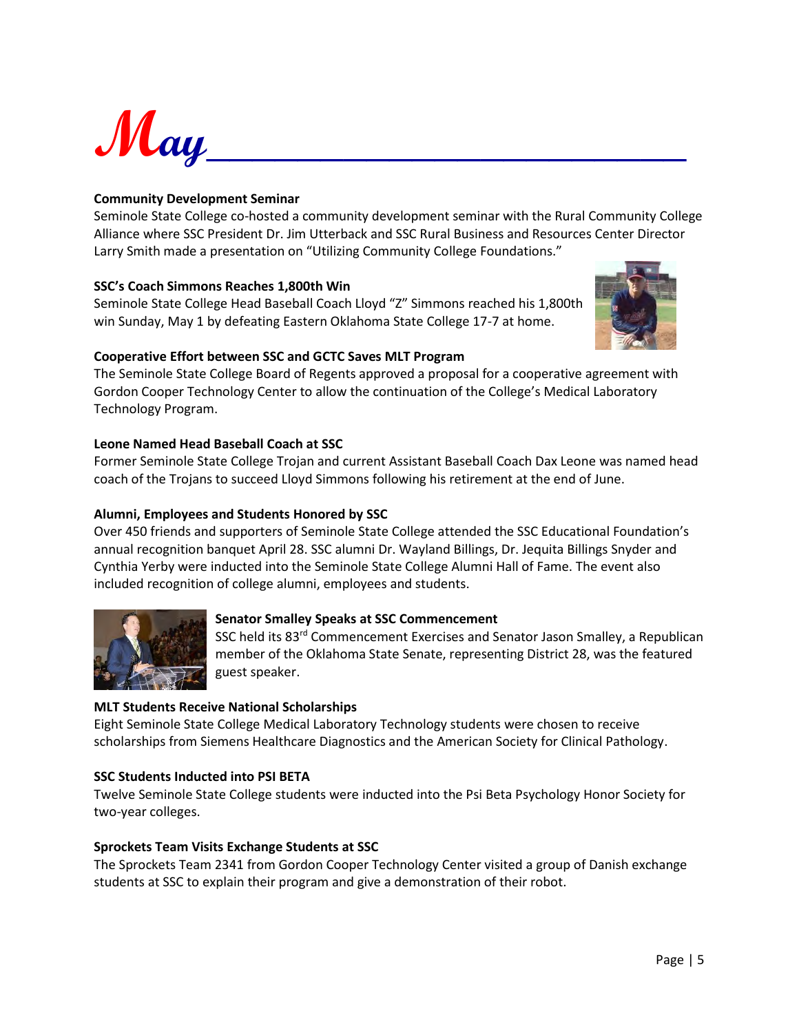# May

**Community Development Seminar**
Seminole State College co-hosted a community development seminar with the Rural Community College Alliance where SSC President Dr. Jim Utterback and SSC Rural Business and Resources Center Director Larry Smith made a presentation on "Utilizing Community College Foundations."

**SSC's Coach Simmons Reaches 1,800th Win**
Seminole State College Head Baseball Coach Lloyd "Z" Simmons reached his 1,800th win Sunday, May 1 by defeating Eastern Oklahoma State College 17-7 at home.

**Cooperative Effort between SSC and GCTC Saves MLT Program**
The Seminole State College Board of Regents approved a proposal for a cooperative agreement with Gordon Cooper Technology Center to allow the continuation of the College's Medical Laboratory Technology Program.

**Leone Named Head Baseball Coach at SSC**
Former Seminole State College Trojan and current Assistant Baseball Coach Dax Leone was named head coach of the Trojans to succeed Lloyd Simmons following his retirement at the end of June.

**Alumni, Employees and Students Honored by SSC**
Over 450 friends and supporters of Seminole State College attended the SSC Educational Foundation's annual recognition banquet April 28. SSC alumni Dr. Wayland Billings, Dr. Jequita Billings Snyder and Cynthia Yerby were inducted into the Seminole State College Alumni Hall of Fame. The event also included recognition of college alumni, employees and students.

**Senator Smalley Speaks at SSC Commencement**
SSC held its 83rd Commencement Exercises and Senator Jason Smalley, a Republican member of the Oklahoma State Senate, representing District 28, was the featured guest speaker.

**MLT Students Receive National Scholarships**
Eight Seminole State College Medical Laboratory Technology students were chosen to receive scholarships from Siemens Healthcare Diagnostics and the American Society for Clinical Pathology.

**SSC Students Inducted into PSI BETA**
Twelve Seminole State College students were inducted into the Psi Beta Psychology Honor Society for two-year colleges.

**Sprockets Team Visits Exchange Students at SSC**
The Sprockets Team 2341 from Gordon Cooper Technology Center visited a group of Danish exchange students at SSC to explain their program and give a demonstration of their robot.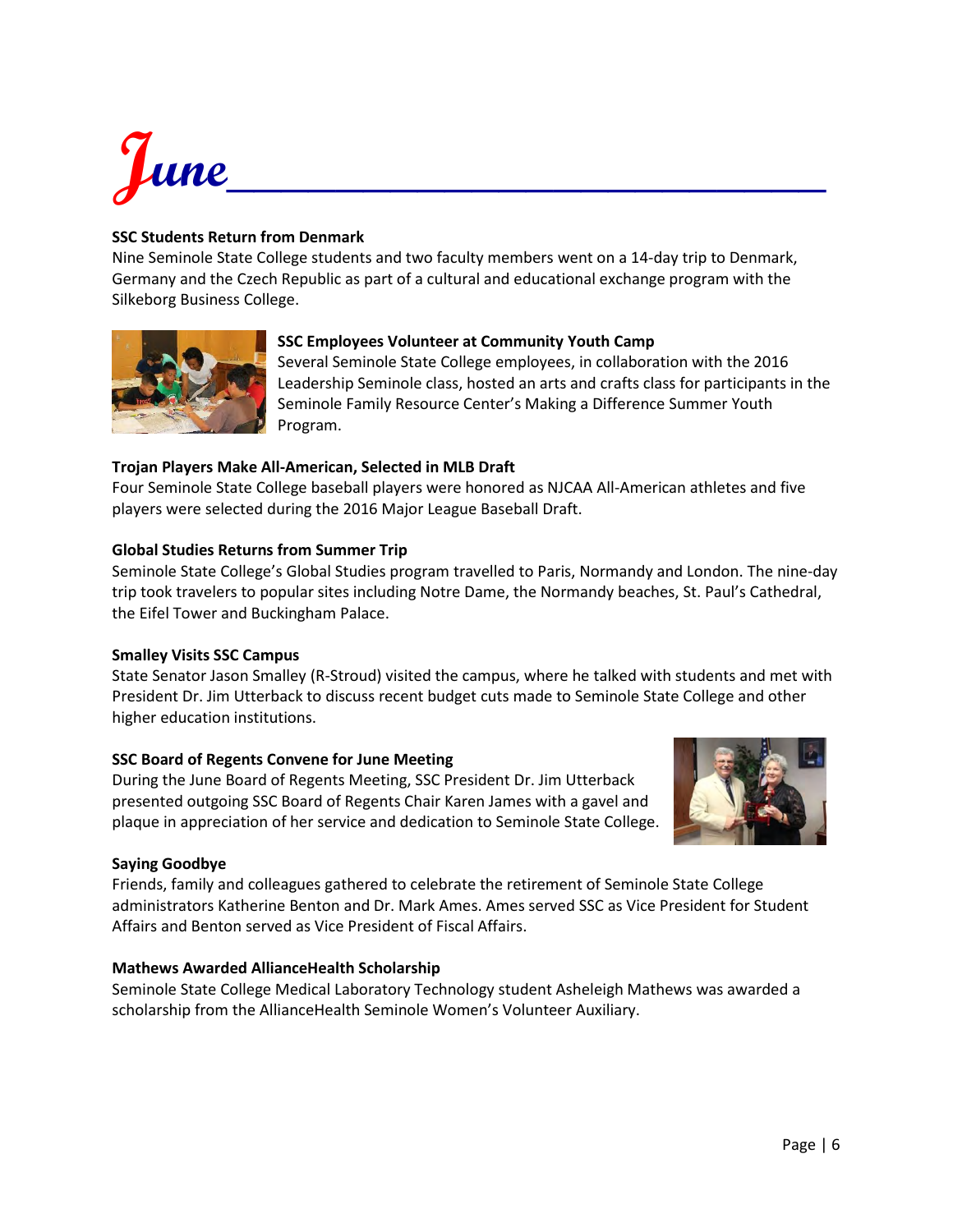# June

**SSC Students Return from Denmark**
Nine Seminole State College students and two faculty members went on a 14-day trip to Denmark, Germany and the Czech Republic as part of a cultural and educational exchange program with the Silkeborg Business College.

**SSC Employees Volunteer at Community Youth Camp**
Several Seminole State College employees, in collaboration with the 2016 Leadership Seminole class, hosted an arts and crafts class for participants in the Seminole Family Resource Center's Making a Difference Summer Youth Program.

**Trojan Players Make All-American, Selected in MLB Draft**
Four Seminole State College baseball players were honored as NJCAA All-American athletes and five players were selected during the 2016 Major League Baseball Draft.

**Global Studies Returns from Summer Trip**
Seminole State College's Global Studies program travelled to Paris, Normandy and London. The nine-day trip took travelers to popular sites including Notre Dame, the Normandy beaches, St. Paul's Cathedral, the Eifel Tower and Buckingham Palace.

**Smalley Visits SSC Campus**
State Senator Jason Smalley (R-Stroud) visited the campus, where he talked with students and met with President Dr. Jim Utterback to discuss recent budget cuts made to Seminole State College and other higher education institutions.

**SSC Board of Regents Convene for June Meeting**
During the June Board of Regents Meeting, SSC President Dr. Jim Utterback presented outgoing SSC Board of Regents Chair Karen James with a gavel and plaque in appreciation of her service and dedication to Seminole State College.

**Saying Goodbye**
Friends, family and colleagues gathered to celebrate the retirement of Seminole State College administrators Katherine Benton and Dr. Mark Ames. Ames served SSC as Vice President for Student Affairs and Benton served as Vice President of Fiscal Affairs.

**Mathews Awarded AllianceHealth Scholarship**
Seminole State College Medical Laboratory Technology student Asheleigh Mathews was awarded a scholarship from the AllianceHealth Seminole Women's Volunteer Auxiliary.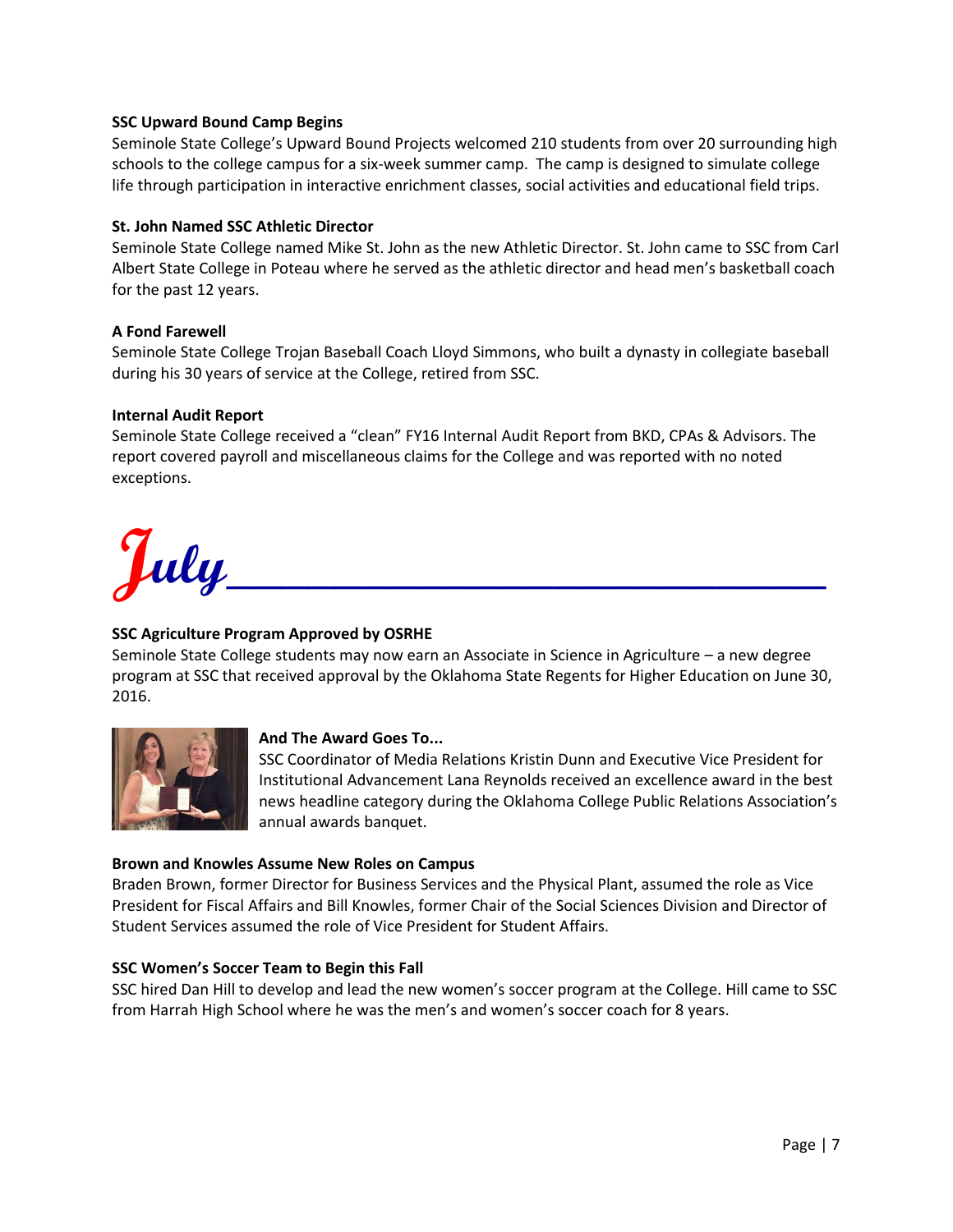**SSC Upward Bound Camp Begins**

Seminole State College's Upward Bound Projects welcomed 210 students from over 20 surrounding high schools to the college campus for a six-week summer camp. The camp is designed to simulate college life through participation in interactive enrichment classes, social activities and educational field trips.

**St. John Named SSC Athletic Director**

Seminole State College named Mike St. John as the new Athletic Director. St. John came to SSC from Carl Albert State College in Poteau where he served as the athletic director and head men's basketball coach for the past 12 years.

**A Fond Farewell**

Seminole State College Trojan Baseball Coach Lloyd Simmons, who built a dynasty in collegiate baseball during his 30 years of service at the College, retired from SSC.

**Internal Audit Report**

Seminole State College received a "clean" FY16 Internal Audit Report from BKD, CPAs & Advisors. The report covered payroll and miscellaneous claims for the College and was reported with no noted exceptions.

# July

**SSC Agriculture Program Approved by OSRHE**

Seminole State College students may now earn an Associate in Science in Agriculture – a new degree program at SSC that received approval by the Oklahoma State Regents for Higher Education on June 30, 2016.

**And The Award Goes To...**

SSC Coordinator of Media Relations Kristin Dunn and Executive Vice President for Institutional Advancement Lana Reynolds received an excellence award in the best news headline category during the Oklahoma College Public Relations Association's annual awards banquet.

**Brown and Knowles Assume New Roles on Campus**

Braden Brown, former Director for Business Services and the Physical Plant, assumed the role as Vice President for Fiscal Affairs and Bill Knowles, former Chair of the Social Sciences Division and Director of Student Services assumed the role of Vice President for Student Affairs.

**SSC Women's Soccer Team to Begin this Fall**

SSC hired Dan Hill to develop and lead the new women's soccer program at the College. Hill came to SSC from Harrah High School where he was the men's and women's soccer coach for 8 years.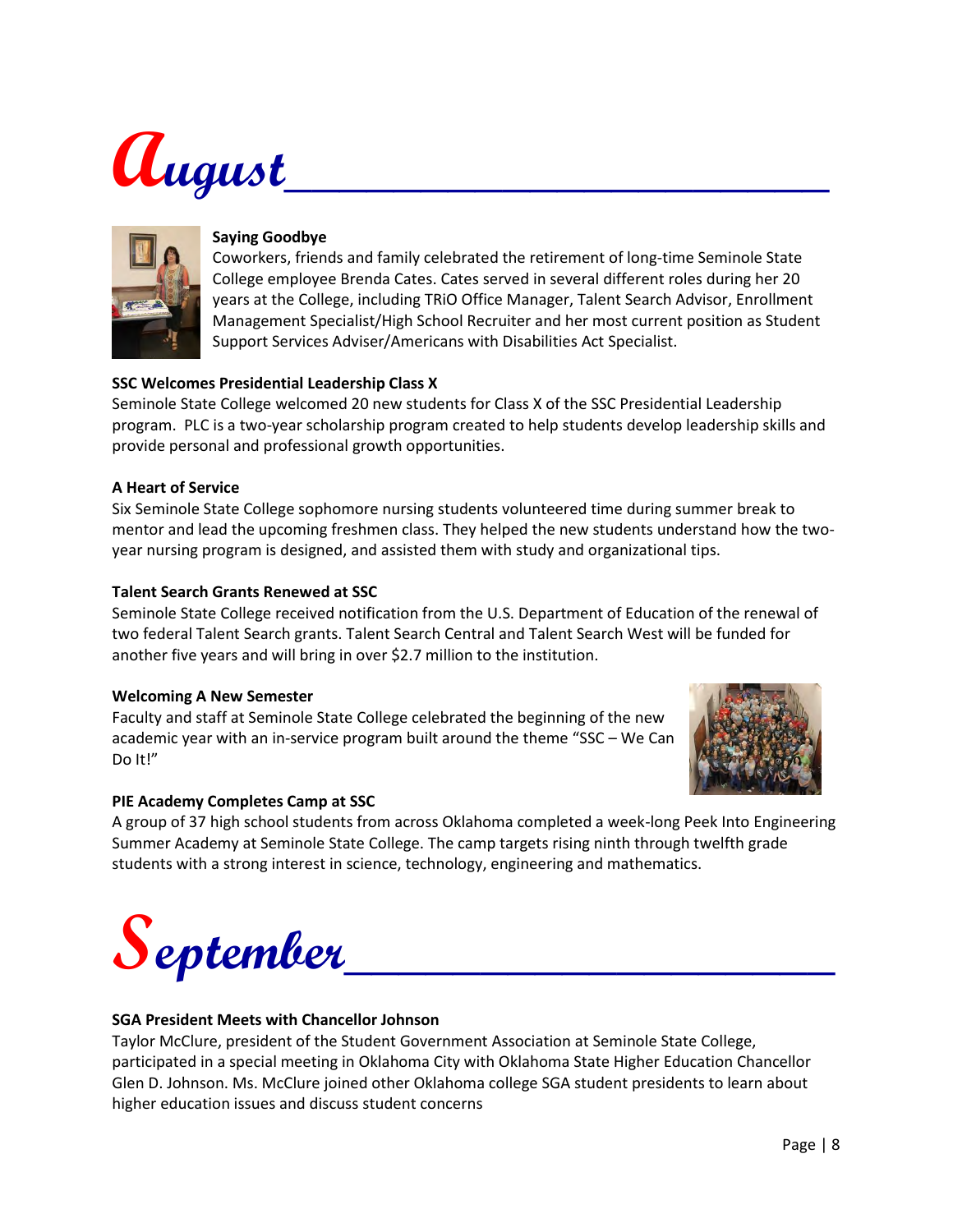# August

### Saying Goodbye

Coworkers, friends and family celebrated the retirement of long-time Seminole State College employee Brenda Cates. Cates served in several different roles during her 20 years at the College, including TRiO Office Manager, Talent Search Advisor, Enrollment Management Specialist/High School Recruiter and her most current position as Student Support Services Adviser/Americans with Disabilities Act Specialist.

### SSC Welcomes Presidential Leadership Class X

Seminole State College welcomed 20 new students for Class X of the SSC Presidential Leadership program. PLC is a two-year scholarship program created to help students develop leadership skills and provide personal and professional growth opportunities.

### A Heart of Service

Six Seminole State College sophomore nursing students volunteered time during summer break to mentor and lead the upcoming freshmen class. They helped the new students understand how the two-year nursing program is designed, and assisted them with study and organizational tips.

### Talent Search Grants Renewed at SSC

Seminole State College received notification from the U.S. Department of Education of the renewal of two federal Talent Search grants. Talent Search Central and Talent Search West will be funded for another five years and will bring in over $2.7 million to the institution.

### Welcoming A New Semester

Faculty and staff at Seminole State College celebrated the beginning of the new academic year with an in-service program built around the theme "SSC – We Can Do It!"

### PIE Academy Completes Camp at SSC

A group of 37 high school students from across Oklahoma completed a week-long Peek Into Engineering Summer Academy at Seminole State College. The camp targets rising ninth through twelfth grade students with a strong interest in science, technology, engineering and mathematics.

# September

### SGA President Meets with Chancellor Johnson

Taylor McClure, president of the Student Government Association at Seminole State College, participated in a special meeting in Oklahoma City with Oklahoma State Higher Education Chancellor Glen D. Johnson. Ms. McClure joined other Oklahoma college SGA student presidents to learn about higher education issues and discuss student concerns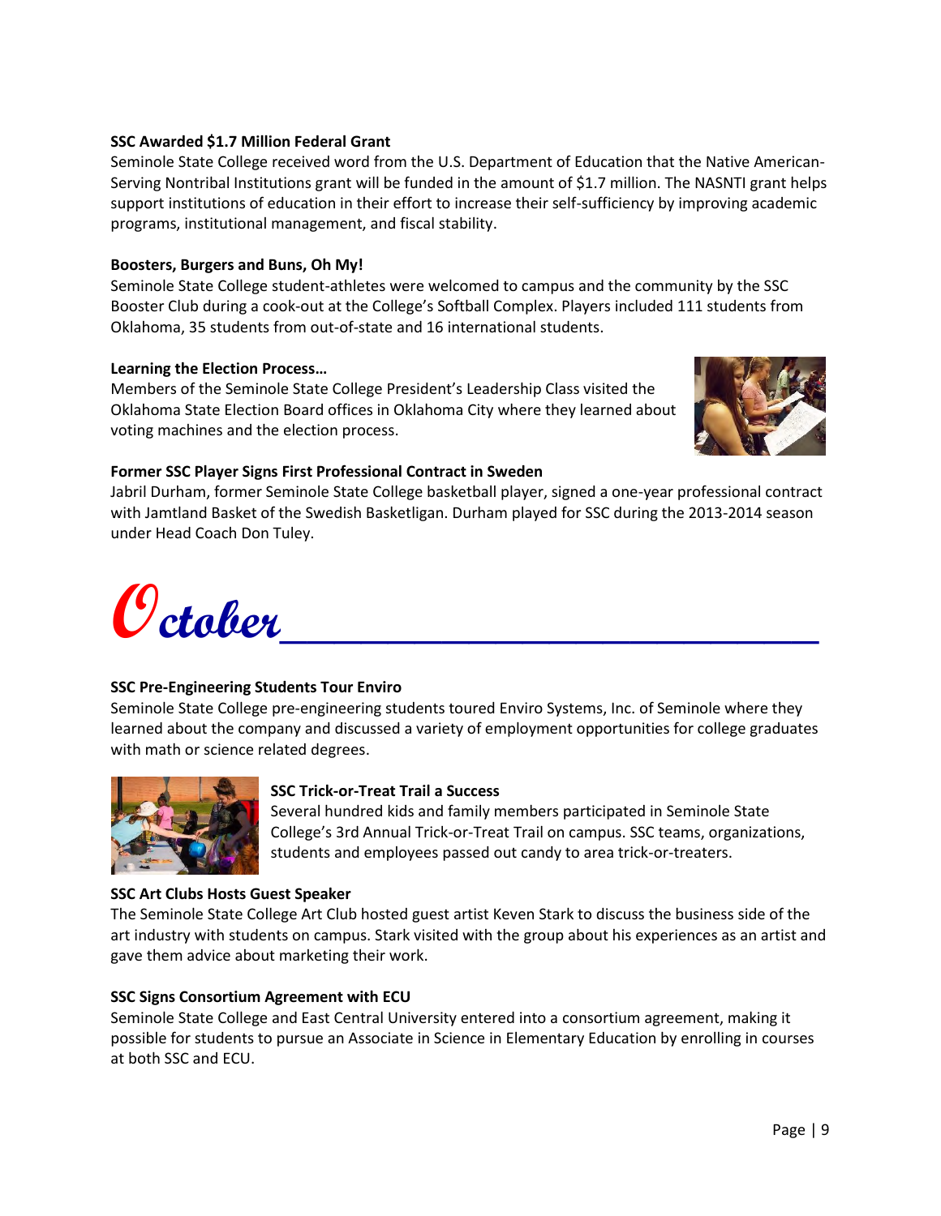**SSC Awarded $1.7 Million Federal Grant**
Seminole State College received word from the U.S. Department of Education that the Native American-Serving Nontribal Institutions grant will be funded in the amount of $1.7 million. The NASNTI grant helps support institutions of education in their effort to increase their self-sufficiency by improving academic programs, institutional management, and fiscal stability.

**Boosters, Burgers and Buns, Oh My!**
Seminole State College student-athletes were welcomed to campus and the community by the SSC Booster Club during a cook-out at the College's Softball Complex. Players included 111 students from Oklahoma, 35 students from out-of-state and 16 international students.

**Learning the Election Process…**
Members of the Seminole State College President's Leadership Class visited the Oklahoma State Election Board offices in Oklahoma City where they learned about voting machines and the election process.

**Former SSC Player Signs First Professional Contract in Sweden**
Jabril Durham, former Seminole State College basketball player, signed a one-year professional contract with Jamtland Basket of the Swedish Basketligan. Durham played for SSC during the 2013-2014 season under Head Coach Don Tuley.

# October

**SSC Pre-Engineering Students Tour Enviro**
Seminole State College pre-engineering students toured Enviro Systems, Inc. of Seminole where they learned about the company and discussed a variety of employment opportunities for college graduates with math or science related degrees.

**SSC Trick-or-Treat Trail a Success**
Several hundred kids and family members participated in Seminole State College's 3rd Annual Trick-or-Treat Trail on campus. SSC teams, organizations, students and employees passed out candy to area trick-or-treaters.

**SSC Art Clubs Hosts Guest Speaker**
The Seminole State College Art Club hosted guest artist Keven Stark to discuss the business side of the art industry with students on campus. Stark visited with the group about his experiences as an artist and gave them advice about marketing their work.

**SSC Signs Consortium Agreement with ECU**
Seminole State College and East Central University entered into a consortium agreement, making it possible for students to pursue an Associate in Science in Elementary Education by enrolling in courses at both SSC and ECU.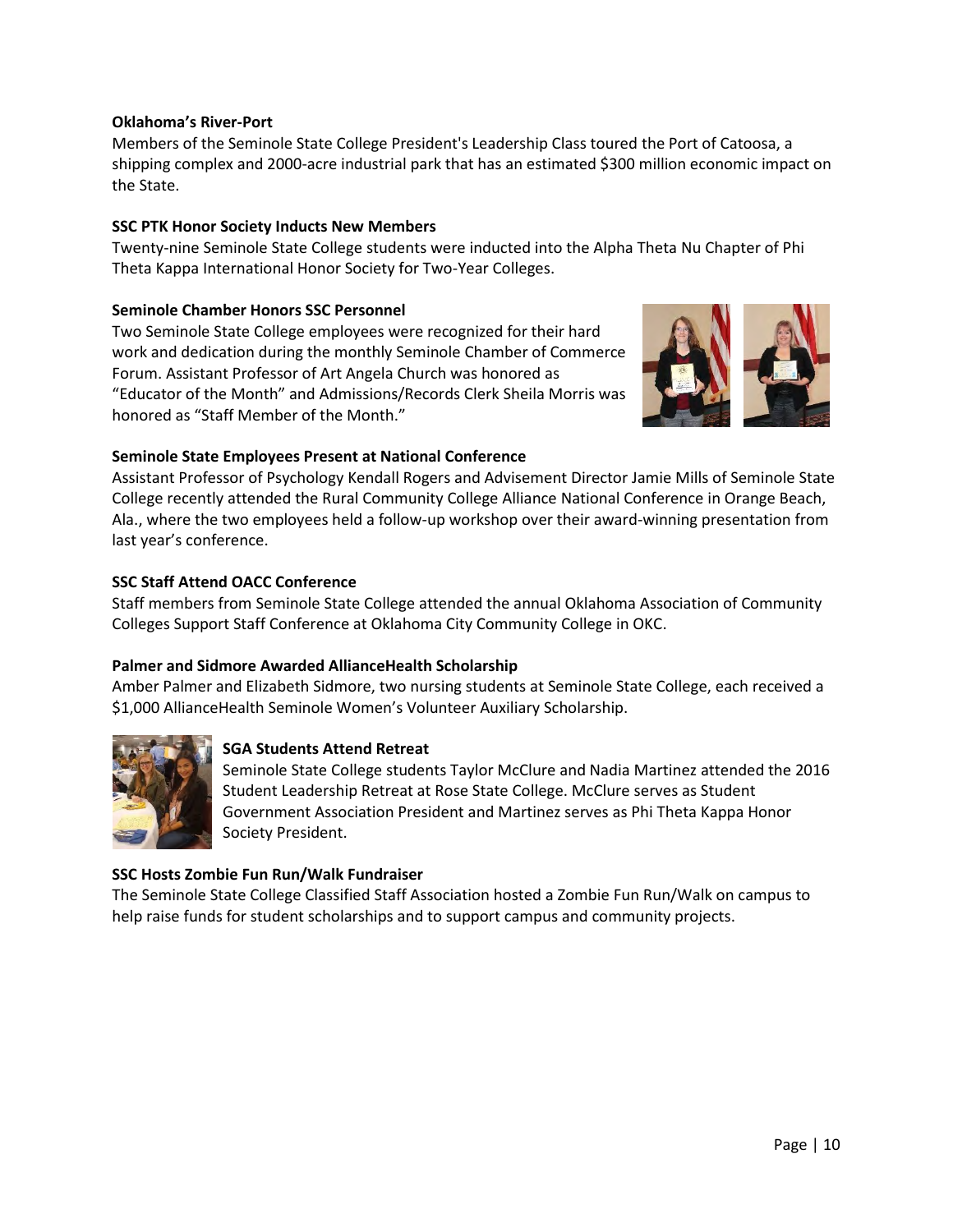**Oklahoma's River-Port**

Members of the Seminole State College President's Leadership Class toured the Port of Catoosa, a shipping complex and 2000-acre industrial park that has an estimated $300 million economic impact on the State.

**SSC PTK Honor Society Inducts New Members**

Twenty-nine Seminole State College students were inducted into the Alpha Theta Nu Chapter of Phi Theta Kappa International Honor Society for Two-Year Colleges.

**Seminole Chamber Honors SSC Personnel**

Two Seminole State College employees were recognized for their hard work and dedication during the monthly Seminole Chamber of Commerce Forum. Assistant Professor of Art Angela Church was honored as "Educator of the Month" and Admissions/Records Clerk Sheila Morris was honored as "Staff Member of the Month."

**Seminole State Employees Present at National Conference**

Assistant Professor of Psychology Kendall Rogers and Advisement Director Jamie Mills of Seminole State College recently attended the Rural Community College Alliance National Conference in Orange Beach, Ala., where the two employees held a follow-up workshop over their award-winning presentation from last year's conference.

**SSC Staff Attend OACC Conference**

Staff members from Seminole State College attended the annual Oklahoma Association of Community Colleges Support Staff Conference at Oklahoma City Community College in OKC.

**Palmer and Sidmore Awarded AllianceHealth Scholarship**

Amber Palmer and Elizabeth Sidmore, two nursing students at Seminole State College, each received a $1,000 AllianceHealth Seminole Women's Volunteer Auxiliary Scholarship.

**SGA Students Attend Retreat**

Seminole State College students Taylor McClure and Nadia Martinez attended the 2016 Student Leadership Retreat at Rose State College. McClure serves as Student Government Association President and Martinez serves as Phi Theta Kappa Honor Society President.

**SSC Hosts Zombie Fun Run/Walk Fundraiser**

The Seminole State College Classified Staff Association hosted a Zombie Fun Run/Walk on campus to help raise funds for student scholarships and to support campus and community projects.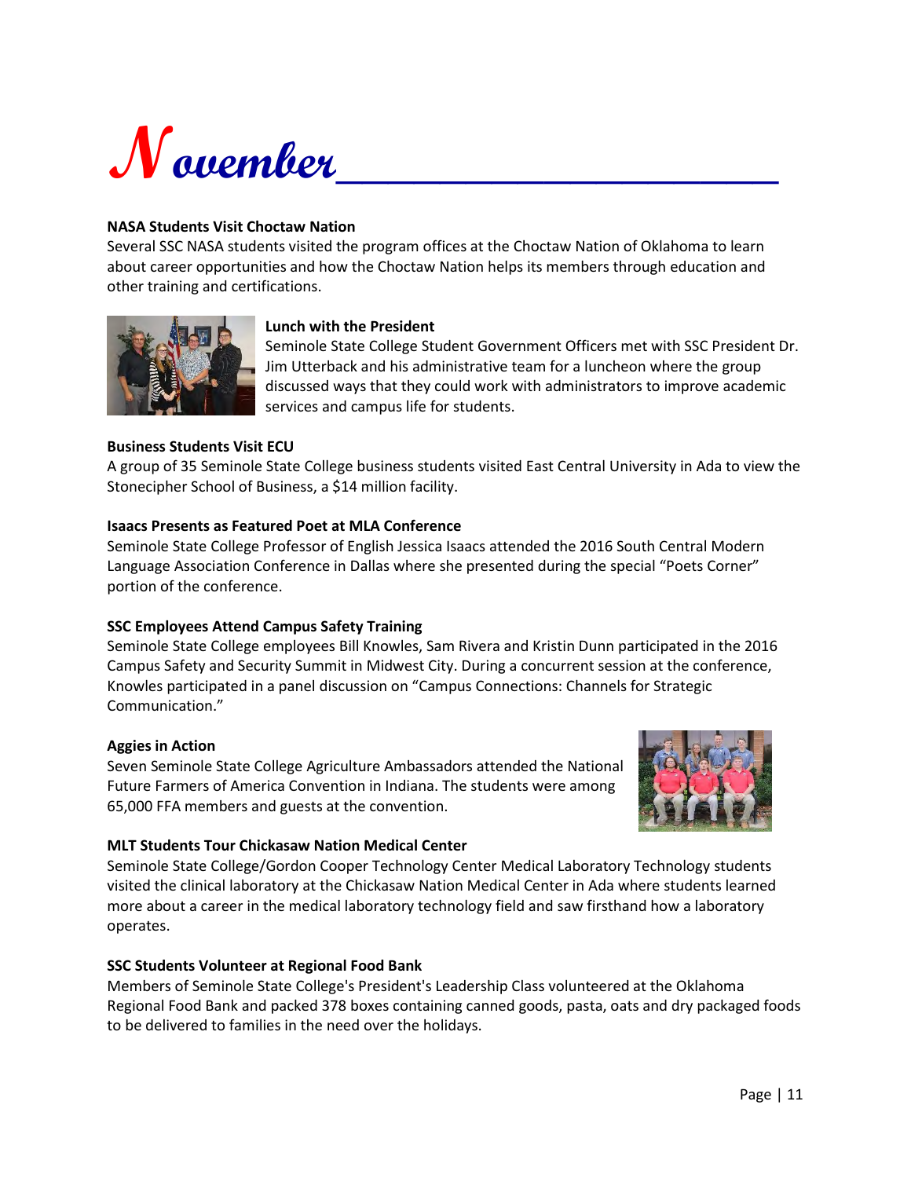# November

**NASA Students Visit Choctaw Nation**
Several SSC NASA students visited the program offices at the Choctaw Nation of Oklahoma to learn about career opportunities and how the Choctaw Nation helps its members through education and other training and certifications.

**Lunch with the President**
Seminole State College Student Government Officers met with SSC President Dr. Jim Utterback and his administrative team for a luncheon where the group discussed ways that they could work with administrators to improve academic services and campus life for students.

**Business Students Visit ECU**
A group of 35 Seminole State College business students visited East Central University in Ada to view the Stonecipher School of Business, a $14 million facility.

**Isaacs Presents as Featured Poet at MLA Conference**
Seminole State College Professor of English Jessica Isaacs attended the 2016 South Central Modern Language Association Conference in Dallas where she presented during the special "Poets Corner" portion of the conference.

**SSC Employees Attend Campus Safety Training**
Seminole State College employees Bill Knowles, Sam Rivera and Kristin Dunn participated in the 2016 Campus Safety and Security Summit in Midwest City. During a concurrent session at the conference, Knowles participated in a panel discussion on "Campus Connections: Channels for Strategic Communication."

**Aggies in Action**
Seven Seminole State College Agriculture Ambassadors attended the National Future Farmers of America Convention in Indiana. The students were among 65,000 FFA members and guests at the convention.

**MLT Students Tour Chickasaw Nation Medical Center**
Seminole State College/Gordon Cooper Technology Center Medical Laboratory Technology students visited the clinical laboratory at the Chickasaw Nation Medical Center in Ada where students learned more about a career in the medical laboratory technology field and saw firsthand how a laboratory operates.

**SSC Students Volunteer at Regional Food Bank**
Members of Seminole State College's President's Leadership Class volunteered at the Oklahoma Regional Food Bank and packed 378 boxes containing canned goods, pasta, oats and dry packaged foods to be delivered to families in the need over the holidays.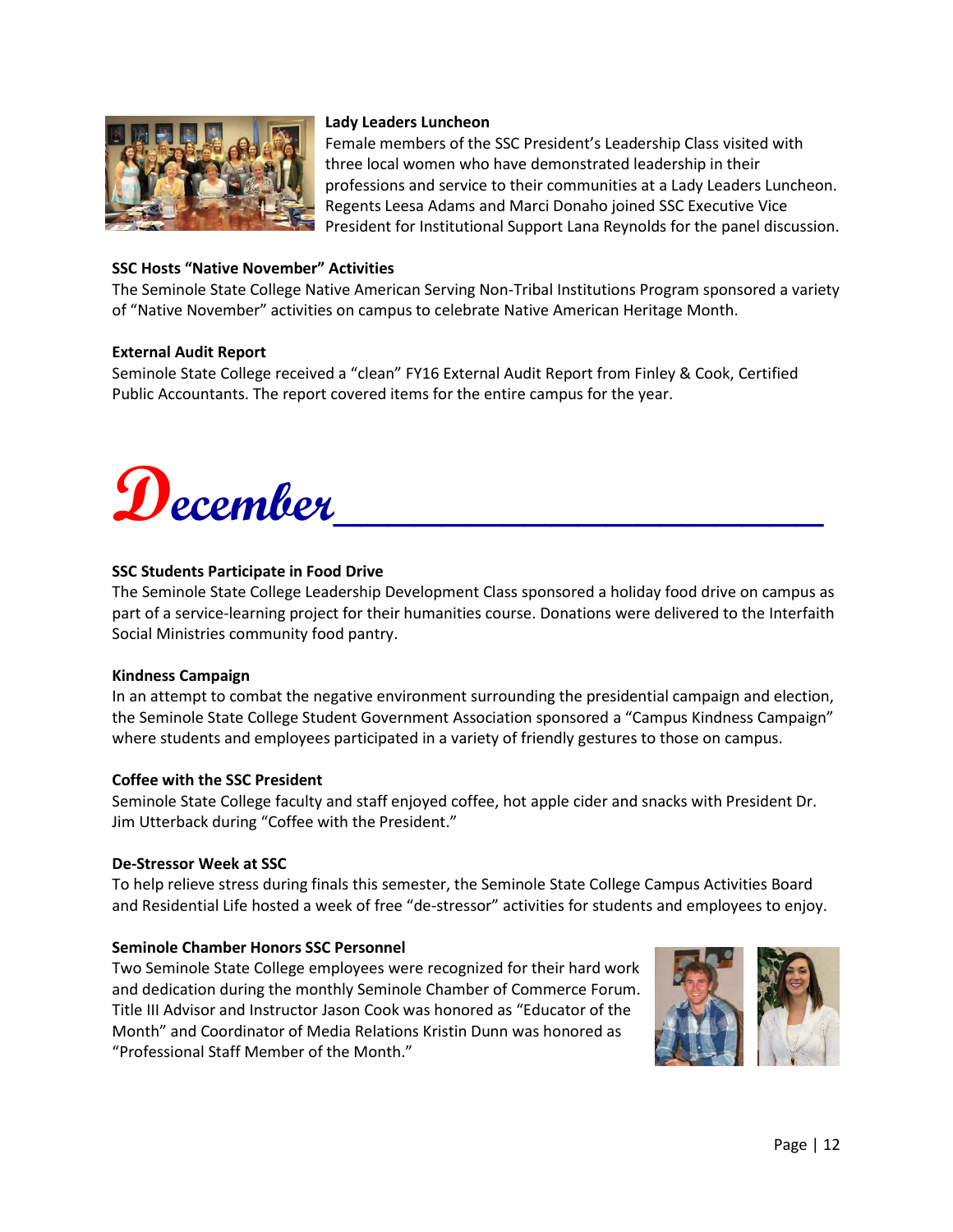**Lady Leaders Luncheon**

Female members of the SSC President's Leadership Class visited with three local women who have demonstrated leadership in their professions and service to their communities at a Lady Leaders Luncheon. Regents Leesa Adams and Marci Donaho joined SSC Executive Vice President for Institutional Support Lana Reynolds for the panel discussion.

**SSC Hosts "Native November" Activities**

The Seminole State College Native American Serving Non-Tribal Institutions Program sponsored a variety of "Native November" activities on campus to celebrate Native American Heritage Month.

**External Audit Report**

Seminole State College received a "clean" FY16 External Audit Report from Finley & Cook, Certified Public Accountants. The report covered items for the entire campus for the year.

# December

**SSC Students Participate in Food Drive**

The Seminole State College Leadership Development Class sponsored a holiday food drive on campus as part of a service-learning project for their humanities course. Donations were delivered to the Interfaith Social Ministries community food pantry.

**Kindness Campaign**

In an attempt to combat the negative environment surrounding the presidential campaign and election, the Seminole State College Student Government Association sponsored a "Campus Kindness Campaign" where students and employees participated in a variety of friendly gestures to those on campus.

**Coffee with the SSC President**

Seminole State College faculty and staff enjoyed coffee, hot apple cider and snacks with President Dr. Jim Utterback during "Coffee with the President."

**De-Stressor Week at SSC**

To help relieve stress during finals this semester, the Seminole State College Campus Activities Board and Residential Life hosted a week of free "de-stressor" activities for students and employees to enjoy.

**Seminole Chamber Honors SSC Personnel**

Two Seminole State College employees were recognized for their hard work and dedication during the monthly Seminole Chamber of Commerce Forum. Title III Advisor and Instructor Jason Cook was honored as "Educator of the Month" and Coordinator of Media Relations Kristin Dunn was honored as "Professional Staff Member of the Month."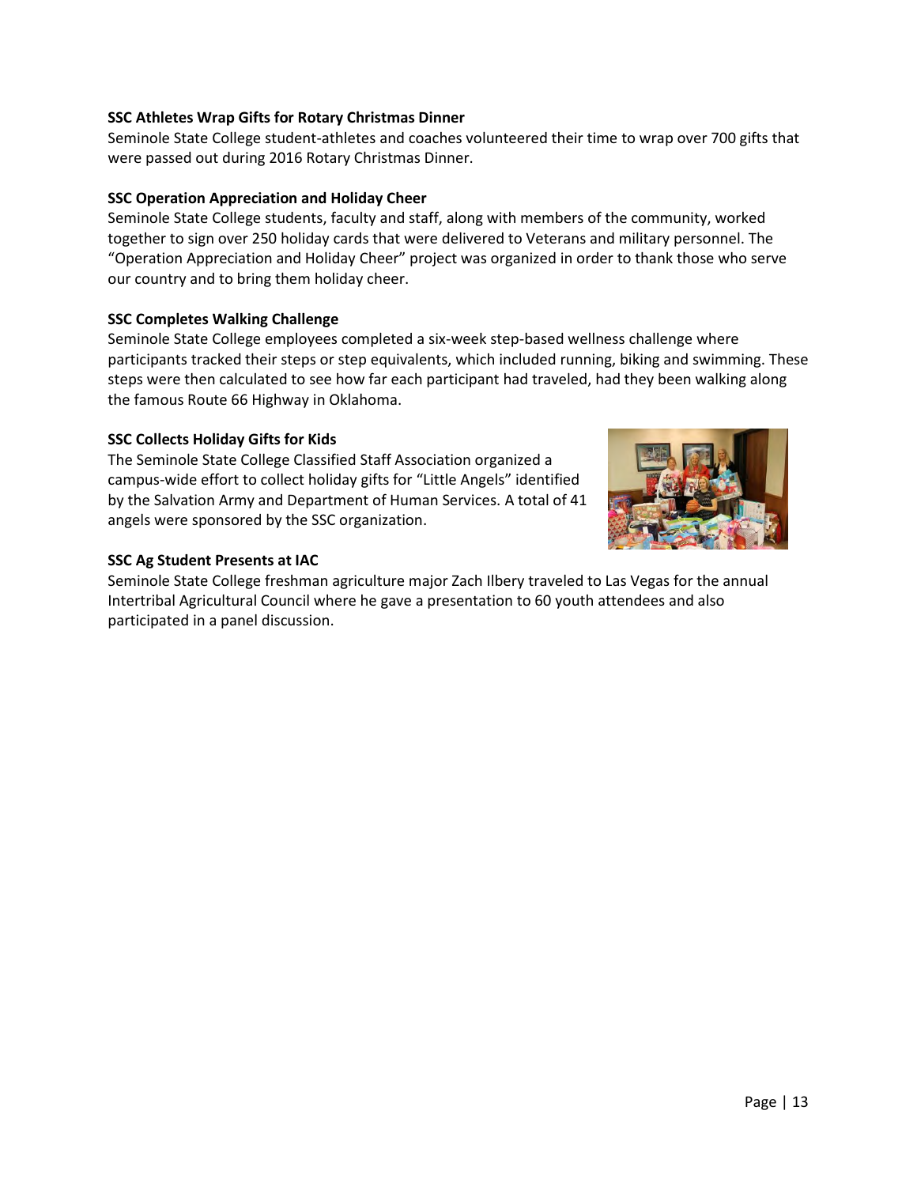**SSC Athletes Wrap Gifts for Rotary Christmas Dinner**

Seminole State College student-athletes and coaches volunteered their time to wrap over 700 gifts that were passed out during 2016 Rotary Christmas Dinner.

**SSC Operation Appreciation and Holiday Cheer**

Seminole State College students, faculty and staff, along with members of the community, worked together to sign over 250 holiday cards that were delivered to Veterans and military personnel. The "Operation Appreciation and Holiday Cheer" project was organized in order to thank those who serve our country and to bring them holiday cheer.

**SSC Completes Walking Challenge**

Seminole State College employees completed a six-week step-based wellness challenge where participants tracked their steps or step equivalents, which included running, biking and swimming. These steps were then calculated to see how far each participant had traveled, had they been walking along the famous Route 66 Highway in Oklahoma.

**SSC Collects Holiday Gifts for Kids**

The Seminole State College Classified Staff Association organized a campus-wide effort to collect holiday gifts for "Little Angels" identified by the Salvation Army and Department of Human Services. A total of 41 angels were sponsored by the SSC organization.

**SSC Ag Student Presents at IAC**

Seminole State College freshman agriculture major Zach Ilbery traveled to Las Vegas for the annual Intertribal Agricultural Council where he gave a presentation to 60 youth attendees and also participated in a panel discussion.